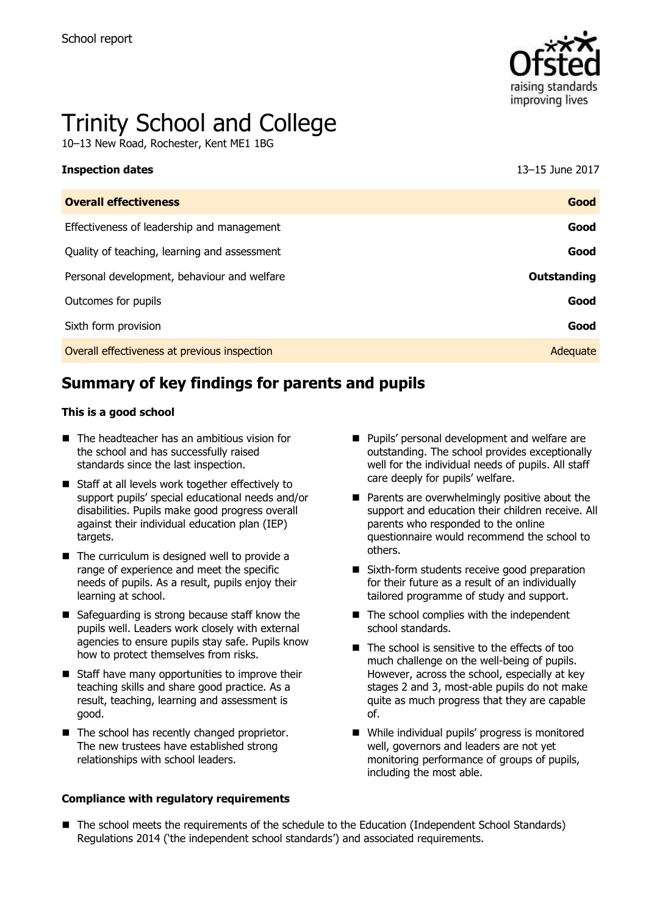School report

# Trinity School and College

10–13 New Road, Rochester, Kent ME1 1BG

| **Inspection dates** | 13–15 June 2017 |
| --- | --- |
| **Overall effectiveness** | **Good** |
| Effectiveness of leadership and management | **Good** |
| Quality of teaching, learning and assessment | **Good** |
| Personal development, behaviour and welfare | **Outstanding** |
| Outcomes for pupils | **Good** |
| Sixth form provision | **Good** |
| Overall effectiveness at previous inspection | Adequate |

## Summary of key findings for parents and pupils

**This is a good school**

- The headteacher has an ambitious vision for the school and has successfully raised standards since the last inspection.
- Staff at all levels work together effectively to support pupils' special educational needs and/or disabilities. Pupils make good progress overall against their individual education plan (IEP) targets.
- The curriculum is designed well to provide a range of experience and meet the specific needs of pupils. As a result, pupils enjoy their learning at school.
- Safeguarding is strong because staff know the pupils well. Leaders work closely with external agencies to ensure pupils stay safe. Pupils know how to protect themselves from risks.
- Staff have many opportunities to improve their teaching skills and share good practice. As a result, teaching, learning and assessment is good.
- The school has recently changed proprietor. The new trustees have established strong relationships with school leaders.
- Pupils' personal development and welfare are outstanding. The school provides exceptionally well for the individual needs of pupils. All staff care deeply for pupils' welfare.
- Parents are overwhelmingly positive about the support and education their children receive. All parents who responded to the online questionnaire would recommend the school to others.
- Sixth-form students receive good preparation for their future as a result of an individually tailored programme of study and support.
- The school complies with the independent school standards.
- The school is sensitive to the effects of too much challenge on the well-being of pupils. However, across the school, especially at key stages 2 and 3, most-able pupils do not make quite as much progress that they are capable of.
- While individual pupils' progress is monitored well, governors and leaders are not yet monitoring performance of groups of pupils, including the most able.

**Compliance with regulatory requirements**

- The school meets the requirements of the schedule to the Education (Independent School Standards) Regulations 2014 ('the independent school standards') and associated requirements.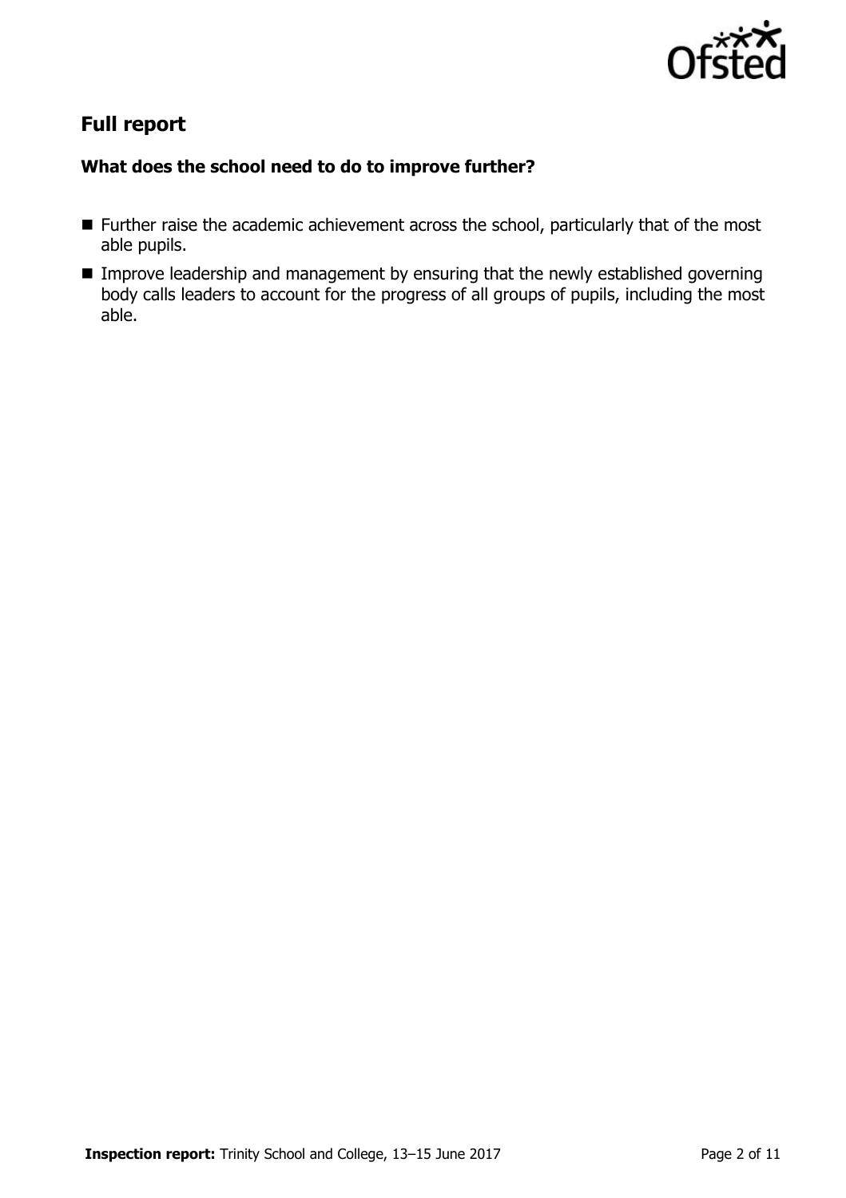## Full report

### What does the school need to do to improve further?

- Further raise the academic achievement across the school, particularly that of the most able pupils.
- Improve leadership and management by ensuring that the newly established governing body calls leaders to account for the progress of all groups of pupils, including the most able.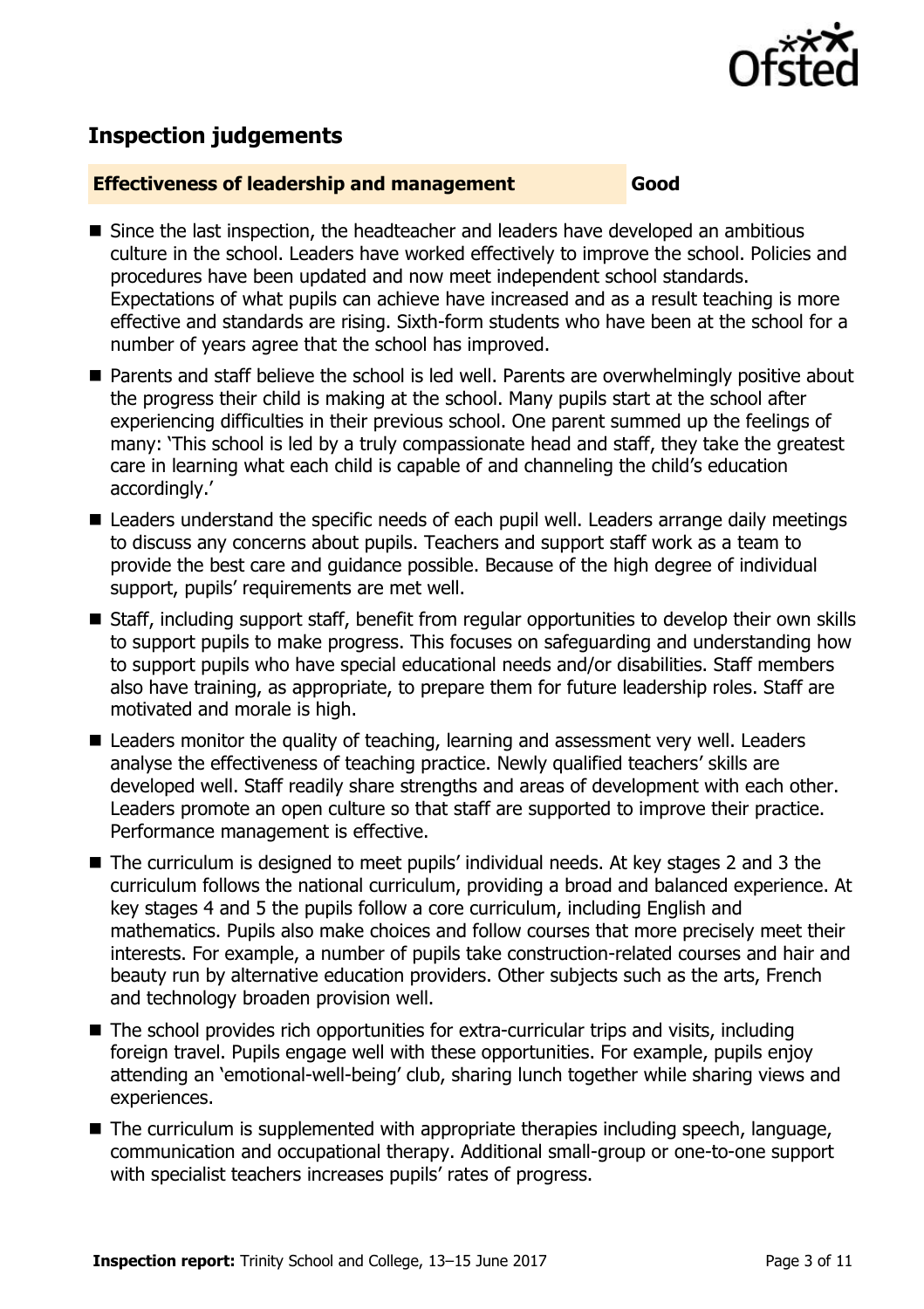## Inspection judgements

**Effectiveness of leadership and management** **Good**

- Since the last inspection, the headteacher and leaders have developed an ambitious culture in the school. Leaders have worked effectively to improve the school. Policies and procedures have been updated and now meet independent school standards. Expectations of what pupils can achieve have increased and as a result teaching is more effective and standards are rising. Sixth-form students who have been at the school for a number of years agree that the school has improved.
- Parents and staff believe the school is led well. Parents are overwhelmingly positive about the progress their child is making at the school. Many pupils start at the school after experiencing difficulties in their previous school. One parent summed up the feelings of many: 'This school is led by a truly compassionate head and staff, they take the greatest care in learning what each child is capable of and channeling the child's education accordingly.'
- Leaders understand the specific needs of each pupil well. Leaders arrange daily meetings to discuss any concerns about pupils. Teachers and support staff work as a team to provide the best care and guidance possible. Because of the high degree of individual support, pupils' requirements are met well.
- Staff, including support staff, benefit from regular opportunities to develop their own skills to support pupils to make progress. This focuses on safeguarding and understanding how to support pupils who have special educational needs and/or disabilities. Staff members also have training, as appropriate, to prepare them for future leadership roles. Staff are motivated and morale is high.
- Leaders monitor the quality of teaching, learning and assessment very well. Leaders analyse the effectiveness of teaching practice. Newly qualified teachers' skills are developed well. Staff readily share strengths and areas of development with each other. Leaders promote an open culture so that staff are supported to improve their practice. Performance management is effective.
- The curriculum is designed to meet pupils' individual needs. At key stages 2 and 3 the curriculum follows the national curriculum, providing a broad and balanced experience. At key stages 4 and 5 the pupils follow a core curriculum, including English and mathematics. Pupils also make choices and follow courses that more precisely meet their interests. For example, a number of pupils take construction-related courses and hair and beauty run by alternative education providers. Other subjects such as the arts, French and technology broaden provision well.
- The school provides rich opportunities for extra-curricular trips and visits, including foreign travel. Pupils engage well with these opportunities. For example, pupils enjoy attending an 'emotional-well-being' club, sharing lunch together while sharing views and experiences.
- The curriculum is supplemented with appropriate therapies including speech, language, communication and occupational therapy. Additional small-group or one-to-one support with specialist teachers increases pupils' rates of progress.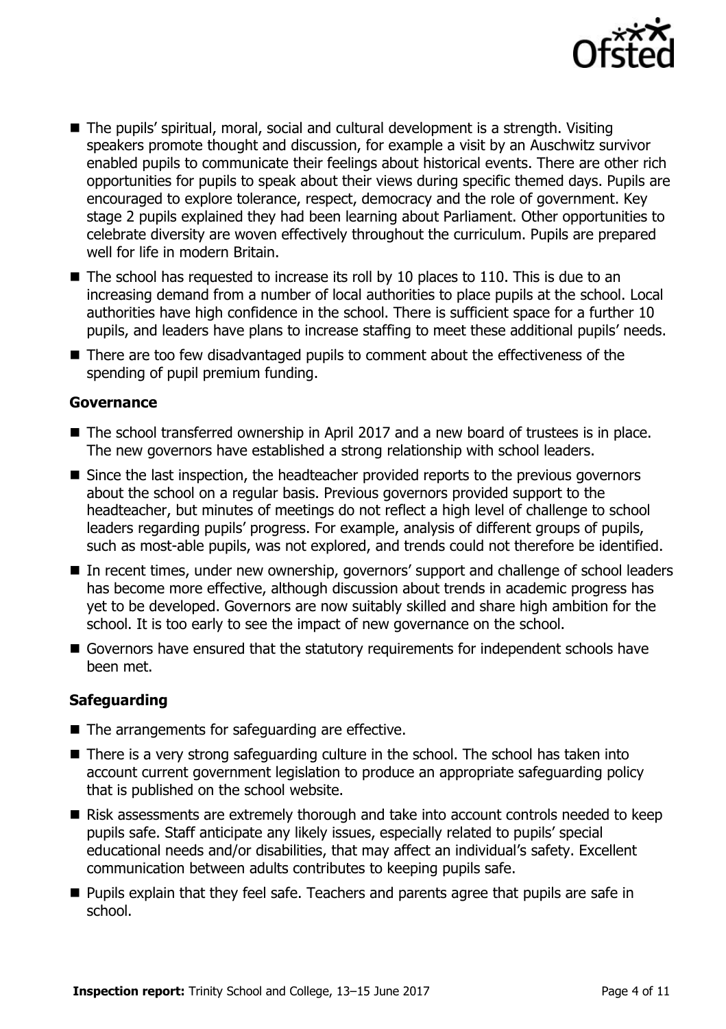- The pupils' spiritual, moral, social and cultural development is a strength. Visiting speakers promote thought and discussion, for example a visit by an Auschwitz survivor enabled pupils to communicate their feelings about historical events. There are other rich opportunities for pupils to speak about their views during specific themed days. Pupils are encouraged to explore tolerance, respect, democracy and the role of government. Key stage 2 pupils explained they had been learning about Parliament. Other opportunities to celebrate diversity are woven effectively throughout the curriculum. Pupils are prepared well for life in modern Britain.
- The school has requested to increase its roll by 10 places to 110. This is due to an increasing demand from a number of local authorities to place pupils at the school. Local authorities have high confidence in the school. There is sufficient space for a further 10 pupils, and leaders have plans to increase staffing to meet these additional pupils' needs.
- There are too few disadvantaged pupils to comment about the effectiveness of the spending of pupil premium funding.

### Governance

- The school transferred ownership in April 2017 and a new board of trustees is in place. The new governors have established a strong relationship with school leaders.
- Since the last inspection, the headteacher provided reports to the previous governors about the school on a regular basis. Previous governors provided support to the headteacher, but minutes of meetings do not reflect a high level of challenge to school leaders regarding pupils' progress. For example, analysis of different groups of pupils, such as most-able pupils, was not explored, and trends could not therefore be identified.
- In recent times, under new ownership, governors' support and challenge of school leaders has become more effective, although discussion about trends in academic progress has yet to be developed. Governors are now suitably skilled and share high ambition for the school. It is too early to see the impact of new governance on the school.
- Governors have ensured that the statutory requirements for independent schools have been met.

### Safeguarding

- The arrangements for safeguarding are effective.
- There is a very strong safeguarding culture in the school. The school has taken into account current government legislation to produce an appropriate safeguarding policy that is published on the school website.
- Risk assessments are extremely thorough and take into account controls needed to keep pupils safe. Staff anticipate any likely issues, especially related to pupils' special educational needs and/or disabilities, that may affect an individual's safety. Excellent communication between adults contributes to keeping pupils safe.
- Pupils explain that they feel safe. Teachers and parents agree that pupils are safe in school.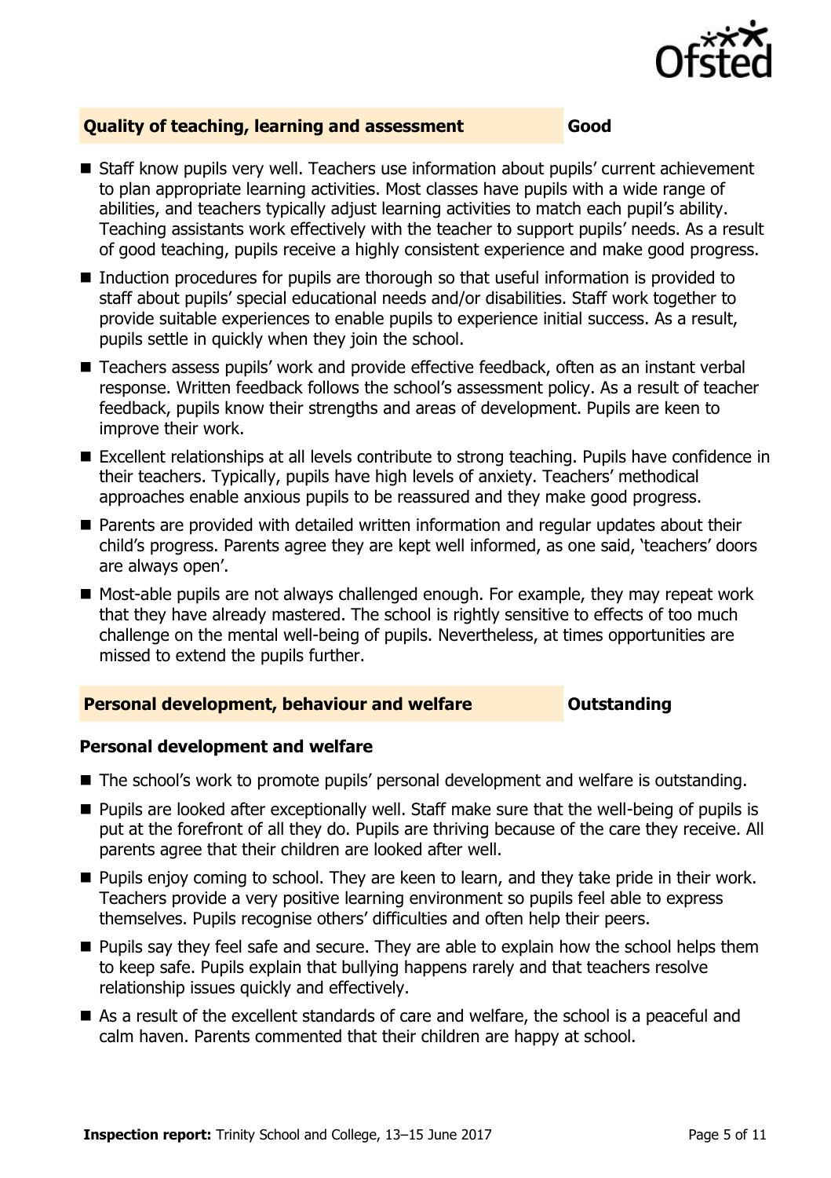## Quality of teaching, learning and assessment — Good

- Staff know pupils very well. Teachers use information about pupils' current achievement to plan appropriate learning activities. Most classes have pupils with a wide range of abilities, and teachers typically adjust learning activities to match each pupil's ability. Teaching assistants work effectively with the teacher to support pupils' needs. As a result of good teaching, pupils receive a highly consistent experience and make good progress.
- Induction procedures for pupils are thorough so that useful information is provided to staff about pupils' special educational needs and/or disabilities. Staff work together to provide suitable experiences to enable pupils to experience initial success. As a result, pupils settle in quickly when they join the school.
- Teachers assess pupils' work and provide effective feedback, often as an instant verbal response. Written feedback follows the school's assessment policy. As a result of teacher feedback, pupils know their strengths and areas of development. Pupils are keen to improve their work.
- Excellent relationships at all levels contribute to strong teaching. Pupils have confidence in their teachers. Typically, pupils have high levels of anxiety. Teachers' methodical approaches enable anxious pupils to be reassured and they make good progress.
- Parents are provided with detailed written information and regular updates about their child's progress. Parents agree they are kept well informed, as one said, 'teachers' doors are always open'.
- Most-able pupils are not always challenged enough. For example, they may repeat work that they have already mastered. The school is rightly sensitive to effects of too much challenge on the mental well-being of pupils. Nevertheless, at times opportunities are missed to extend the pupils further.

## Personal development, behaviour and welfare — Outstanding

### Personal development and welfare

- The school's work to promote pupils' personal development and welfare is outstanding.
- Pupils are looked after exceptionally well. Staff make sure that the well-being of pupils is put at the forefront of all they do. Pupils are thriving because of the care they receive. All parents agree that their children are looked after well.
- Pupils enjoy coming to school. They are keen to learn, and they take pride in their work. Teachers provide a very positive learning environment so pupils feel able to express themselves. Pupils recognise others' difficulties and often help their peers.
- Pupils say they feel safe and secure. They are able to explain how the school helps them to keep safe. Pupils explain that bullying happens rarely and that teachers resolve relationship issues quickly and effectively.
- As a result of the excellent standards of care and welfare, the school is a peaceful and calm haven. Parents commented that their children are happy at school.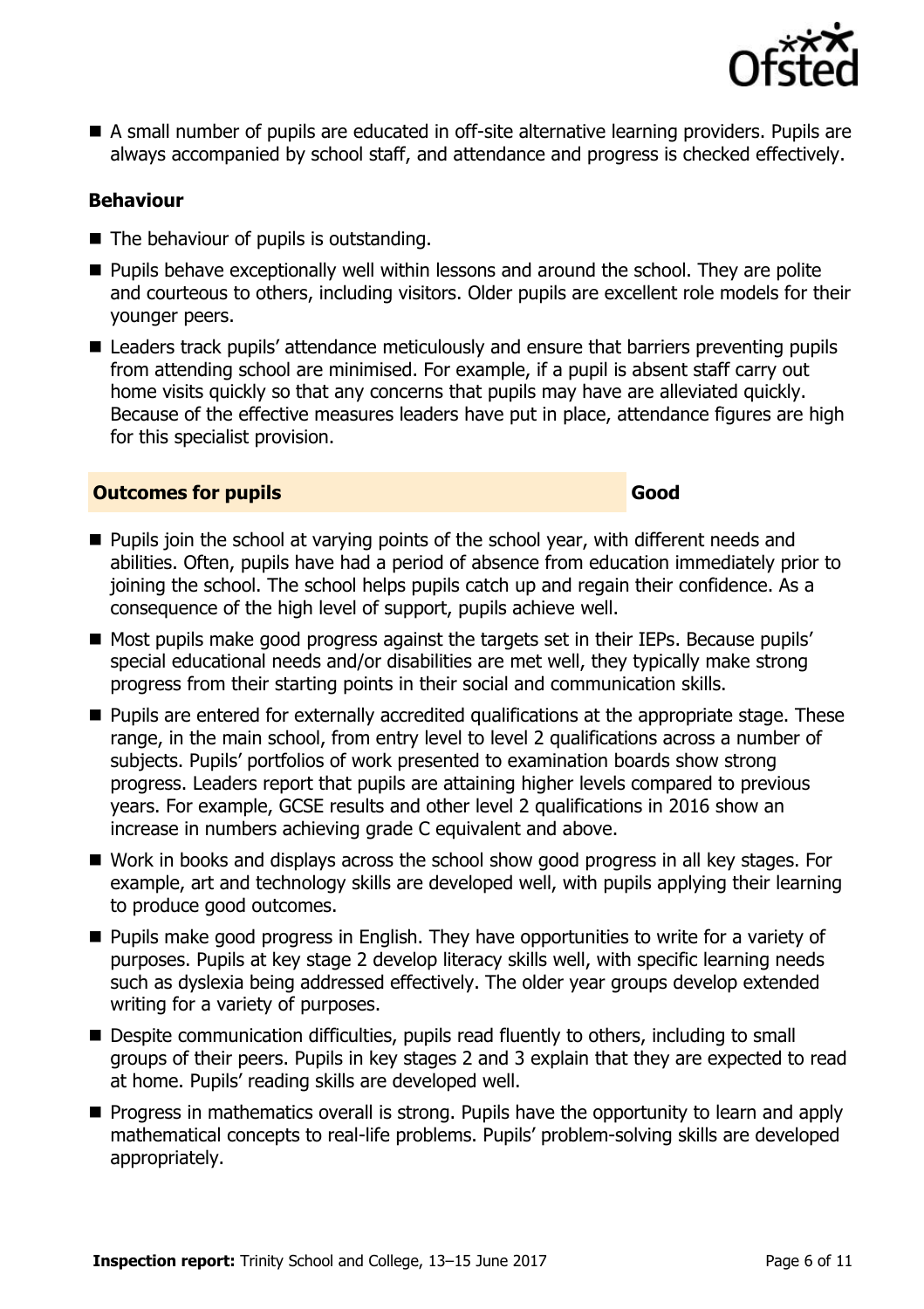- A small number of pupils are educated in off-site alternative learning providers. Pupils are always accompanied by school staff, and attendance and progress is checked effectively.

### Behaviour

- The behaviour of pupils is outstanding.
- Pupils behave exceptionally well within lessons and around the school. They are polite and courteous to others, including visitors. Older pupils are excellent role models for their younger peers.
- Leaders track pupils' attendance meticulously and ensure that barriers preventing pupils from attending school are minimised. For example, if a pupil is absent staff carry out home visits quickly so that any concerns that pupils may have are alleviated quickly. Because of the effective measures leaders have put in place, attendance figures are high for this specialist provision.

## Outcomes for pupils — Good

- Pupils join the school at varying points of the school year, with different needs and abilities. Often, pupils have had a period of absence from education immediately prior to joining the school. The school helps pupils catch up and regain their confidence. As a consequence of the high level of support, pupils achieve well.
- Most pupils make good progress against the targets set in their IEPs. Because pupils' special educational needs and/or disabilities are met well, they typically make strong progress from their starting points in their social and communication skills.
- Pupils are entered for externally accredited qualifications at the appropriate stage. These range, in the main school, from entry level to level 2 qualifications across a number of subjects. Pupils' portfolios of work presented to examination boards show strong progress. Leaders report that pupils are attaining higher levels compared to previous years. For example, GCSE results and other level 2 qualifications in 2016 show an increase in numbers achieving grade C equivalent and above.
- Work in books and displays across the school show good progress in all key stages. For example, art and technology skills are developed well, with pupils applying their learning to produce good outcomes.
- Pupils make good progress in English. They have opportunities to write for a variety of purposes. Pupils at key stage 2 develop literacy skills well, with specific learning needs such as dyslexia being addressed effectively. The older year groups develop extended writing for a variety of purposes.
- Despite communication difficulties, pupils read fluently to others, including to small groups of their peers. Pupils in key stages 2 and 3 explain that they are expected to read at home. Pupils' reading skills are developed well.
- Progress in mathematics overall is strong. Pupils have the opportunity to learn and apply mathematical concepts to real-life problems. Pupils' problem-solving skills are developed appropriately.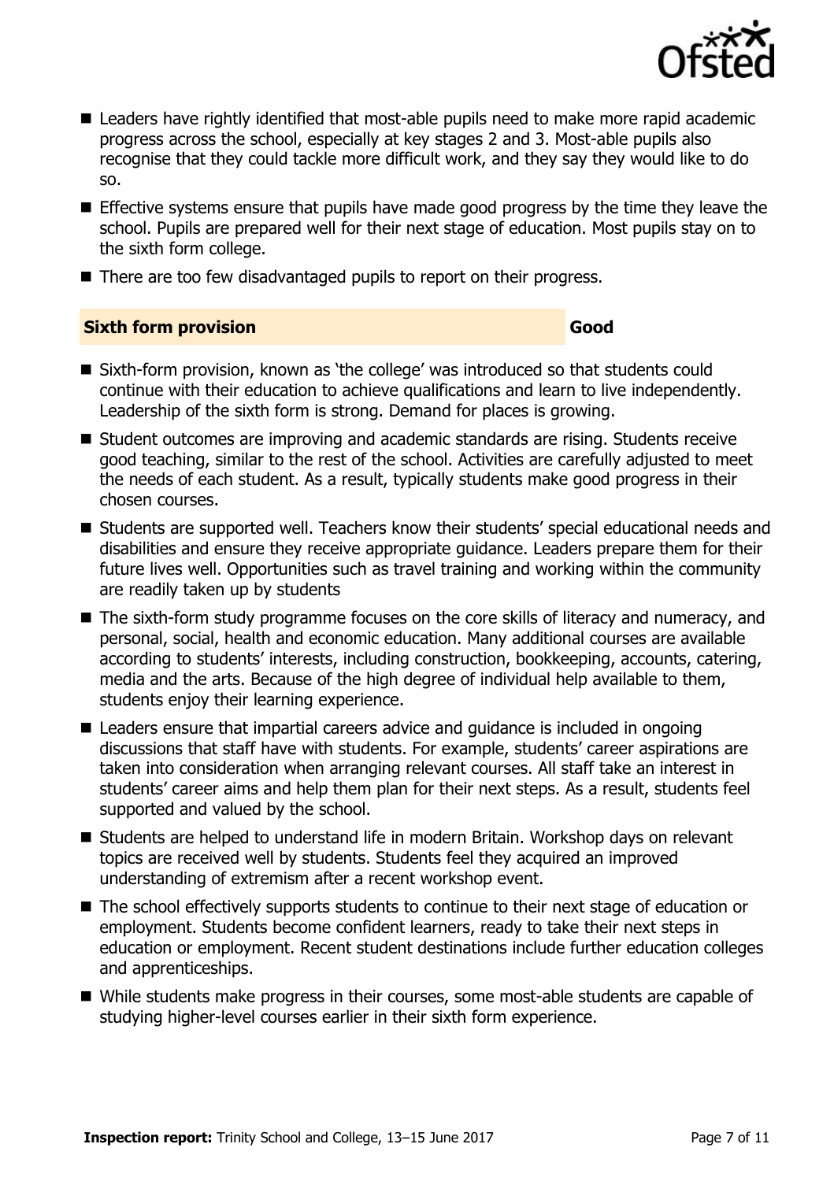- Leaders have rightly identified that most-able pupils need to make more rapid academic progress across the school, especially at key stages 2 and 3. Most-able pupils also recognise that they could tackle more difficult work, and they say they would like to do so.
- Effective systems ensure that pupils have made good progress by the time they leave the school. Pupils are prepared well for their next stage of education. Most pupils stay on to the sixth form college.
- There are too few disadvantaged pupils to report on their progress.

## Sixth form provision — Good

- Sixth-form provision, known as 'the college' was introduced so that students could continue with their education to achieve qualifications and learn to live independently. Leadership of the sixth form is strong. Demand for places is growing.
- Student outcomes are improving and academic standards are rising. Students receive good teaching, similar to the rest of the school. Activities are carefully adjusted to meet the needs of each student. As a result, typically students make good progress in their chosen courses.
- Students are supported well. Teachers know their students' special educational needs and disabilities and ensure they receive appropriate guidance. Leaders prepare them for their future lives well. Opportunities such as travel training and working within the community are readily taken up by students
- The sixth-form study programme focuses on the core skills of literacy and numeracy, and personal, social, health and economic education. Many additional courses are available according to students' interests, including construction, bookkeeping, accounts, catering, media and the arts. Because of the high degree of individual help available to them, students enjoy their learning experience.
- Leaders ensure that impartial careers advice and guidance is included in ongoing discussions that staff have with students. For example, students' career aspirations are taken into consideration when arranging relevant courses. All staff take an interest in students' career aims and help them plan for their next steps. As a result, students feel supported and valued by the school.
- Students are helped to understand life in modern Britain. Workshop days on relevant topics are received well by students. Students feel they acquired an improved understanding of extremism after a recent workshop event.
- The school effectively supports students to continue to their next stage of education or employment. Students become confident learners, ready to take their next steps in education or employment. Recent student destinations include further education colleges and apprenticeships.
- While students make progress in their courses, some most-able students are capable of studying higher-level courses earlier in their sixth form experience.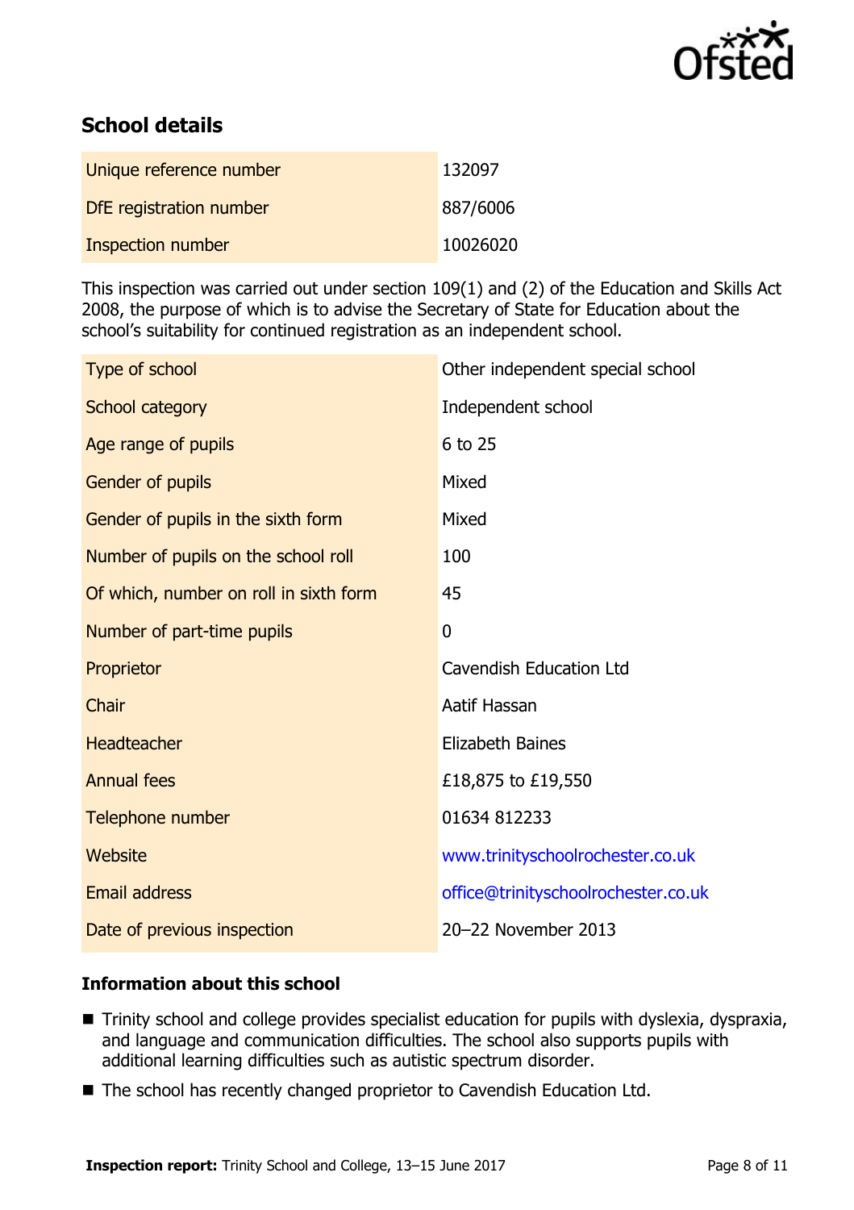## School details

| | |
|---|---|
| Unique reference number | 132097 |
| DfE registration number | 887/6006 |
| Inspection number | 10026020 |

This inspection was carried out under section 109(1) and (2) of the Education and Skills Act 2008, the purpose of which is to advise the Secretary of State for Education about the school's suitability for continued registration as an independent school.

| | |
|---|---|
| Type of school | Other independent special school |
| School category | Independent school |
| Age range of pupils | 6 to 25 |
| Gender of pupils | Mixed |
| Gender of pupils in the sixth form | Mixed |
| Number of pupils on the school roll | 100 |
| Of which, number on roll in sixth form | 45 |
| Number of part-time pupils | 0 |
| Proprietor | Cavendish Education Ltd |
| Chair | Aatif Hassan |
| Headteacher | Elizabeth Baines |
| Annual fees | £18,875 to £19,550 |
| Telephone number | 01634 812233 |
| Website | www.trinityschoolrochester.co.uk |
| Email address | office@trinityschoolrochester.co.uk |
| Date of previous inspection | 20–22 November 2013 |

### Information about this school

- Trinity school and college provides specialist education for pupils with dyslexia, dyspraxia, and language and communication difficulties. The school also supports pupils with additional learning difficulties such as autistic spectrum disorder.
- The school has recently changed proprietor to Cavendish Education Ltd.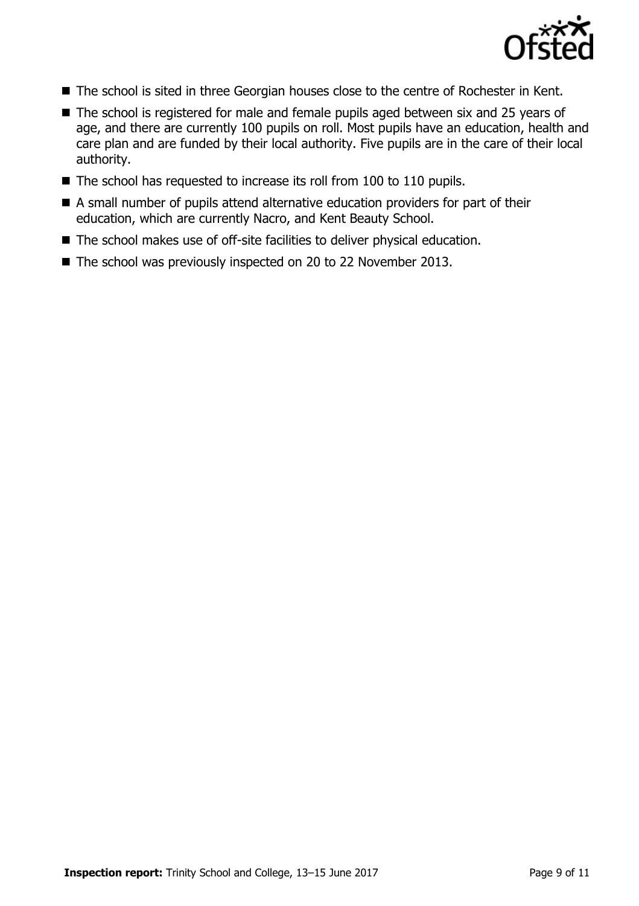- The school is sited in three Georgian houses close to the centre of Rochester in Kent.
- The school is registered for male and female pupils aged between six and 25 years of age, and there are currently 100 pupils on roll. Most pupils have an education, health and care plan and are funded by their local authority. Five pupils are in the care of their local authority.
- The school has requested to increase its roll from 100 to 110 pupils.
- A small number of pupils attend alternative education providers for part of their education, which are currently Nacro, and Kent Beauty School.
- The school makes use of off-site facilities to deliver physical education.
- The school was previously inspected on 20 to 22 November 2013.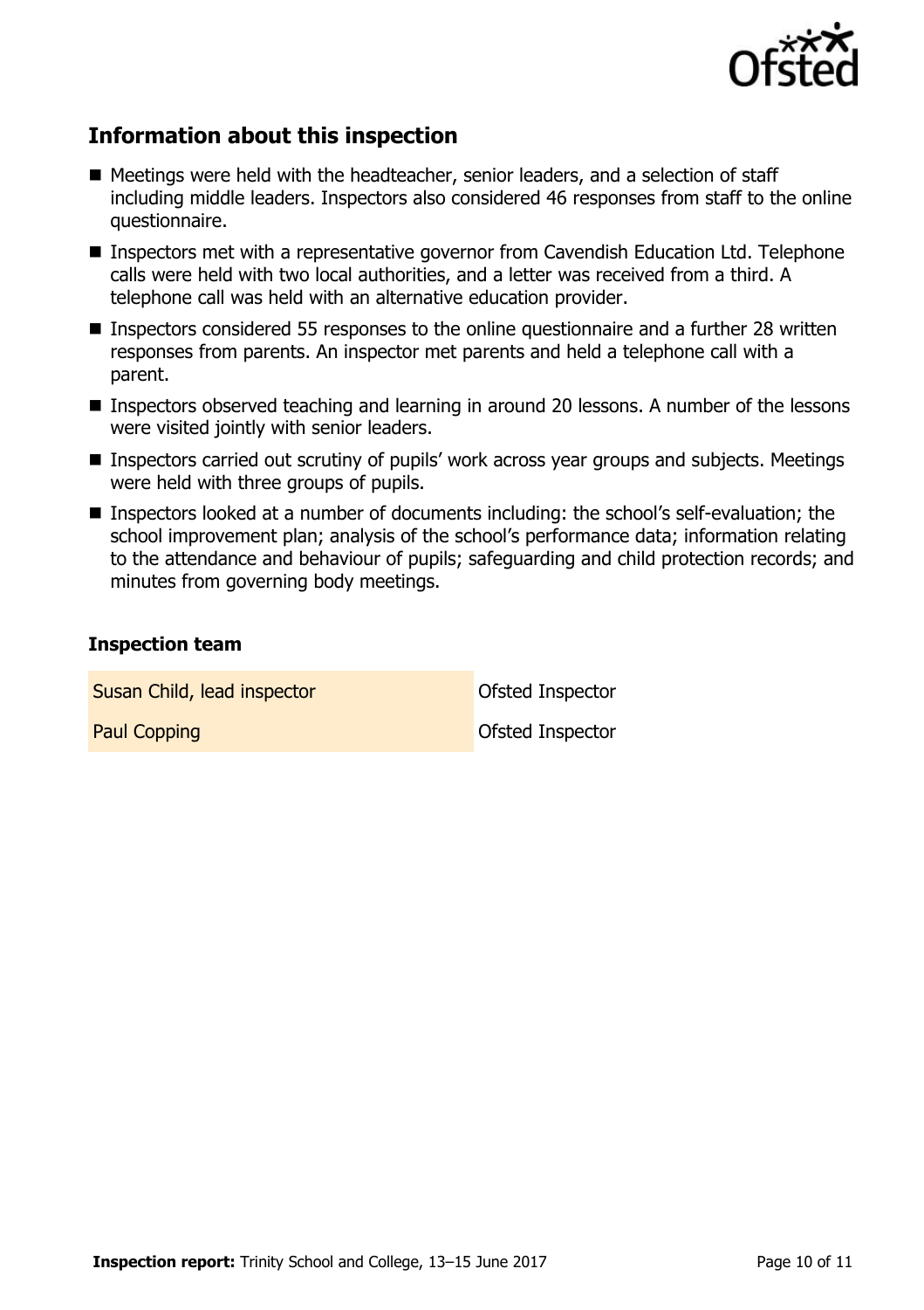## Information about this inspection

- Meetings were held with the headteacher, senior leaders, and a selection of staff including middle leaders. Inspectors also considered 46 responses from staff to the online questionnaire.
- Inspectors met with a representative governor from Cavendish Education Ltd. Telephone calls were held with two local authorities, and a letter was received from a third. A telephone call was held with an alternative education provider.
- Inspectors considered 55 responses to the online questionnaire and a further 28 written responses from parents. An inspector met parents and held a telephone call with a parent.
- Inspectors observed teaching and learning in around 20 lessons. A number of the lessons were visited jointly with senior leaders.
- Inspectors carried out scrutiny of pupils' work across year groups and subjects. Meetings were held with three groups of pupils.
- Inspectors looked at a number of documents including: the school's self-evaluation; the school improvement plan; analysis of the school's performance data; information relating to the attendance and behaviour of pupils; safeguarding and child protection records; and minutes from governing body meetings.

### Inspection team

| | |
|---|---|
| Susan Child, lead inspector | Ofsted Inspector |
| Paul Copping | Ofsted Inspector |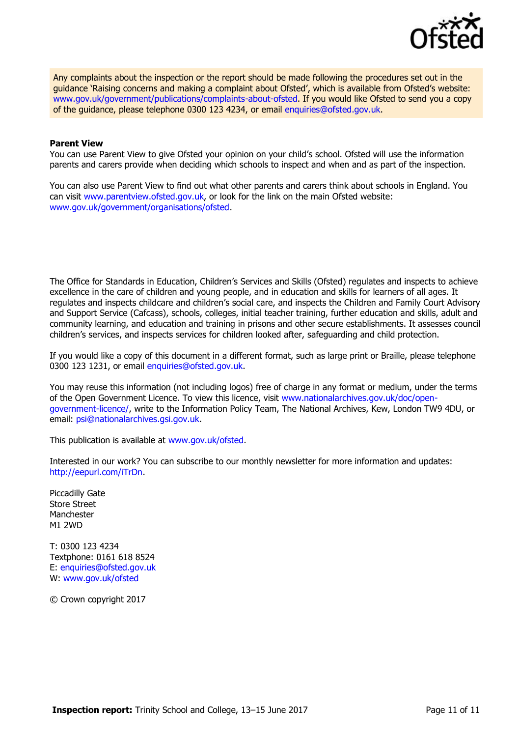Any complaints about the inspection or the report should be made following the procedures set out in the guidance 'Raising concerns and making a complaint about Ofsted', which is available from Ofsted's website: www.gov.uk/government/publications/complaints-about-ofsted. If you would like Ofsted to send you a copy of the guidance, please telephone 0300 123 4234, or email enquiries@ofsted.gov.uk.

**Parent View**

You can use Parent View to give Ofsted your opinion on your child's school. Ofsted will use the information parents and carers provide when deciding which schools to inspect and when and as part of the inspection.

You can also use Parent View to find out what other parents and carers think about schools in England. You can visit www.parentview.ofsted.gov.uk, or look for the link on the main Ofsted website: www.gov.uk/government/organisations/ofsted.

The Office for Standards in Education, Children's Services and Skills (Ofsted) regulates and inspects to achieve excellence in the care of children and young people, and in education and skills for learners of all ages. It regulates and inspects childcare and children's social care, and inspects the Children and Family Court Advisory and Support Service (Cafcass), schools, colleges, initial teacher training, further education and skills, adult and community learning, and education and training in prisons and other secure establishments. It assesses council children's services, and inspects services for children looked after, safeguarding and child protection.

If you would like a copy of this document in a different format, such as large print or Braille, please telephone 0300 123 1231, or email enquiries@ofsted.gov.uk.

You may reuse this information (not including logos) free of charge in any format or medium, under the terms of the Open Government Licence. To view this licence, visit www.nationalarchives.gov.uk/doc/open-government-licence/, write to the Information Policy Team, The National Archives, Kew, London TW9 4DU, or email: psi@nationalarchives.gsi.gov.uk.

This publication is available at www.gov.uk/ofsted.

Interested in our work? You can subscribe to our monthly newsletter for more information and updates: http://eepurl.com/iTrDn.

Piccadilly Gate
Store Street
Manchester
M1 2WD

T: 0300 123 4234
Textphone: 0161 618 8524
E: enquiries@ofsted.gov.uk
W: www.gov.uk/ofsted

© Crown copyright 2017